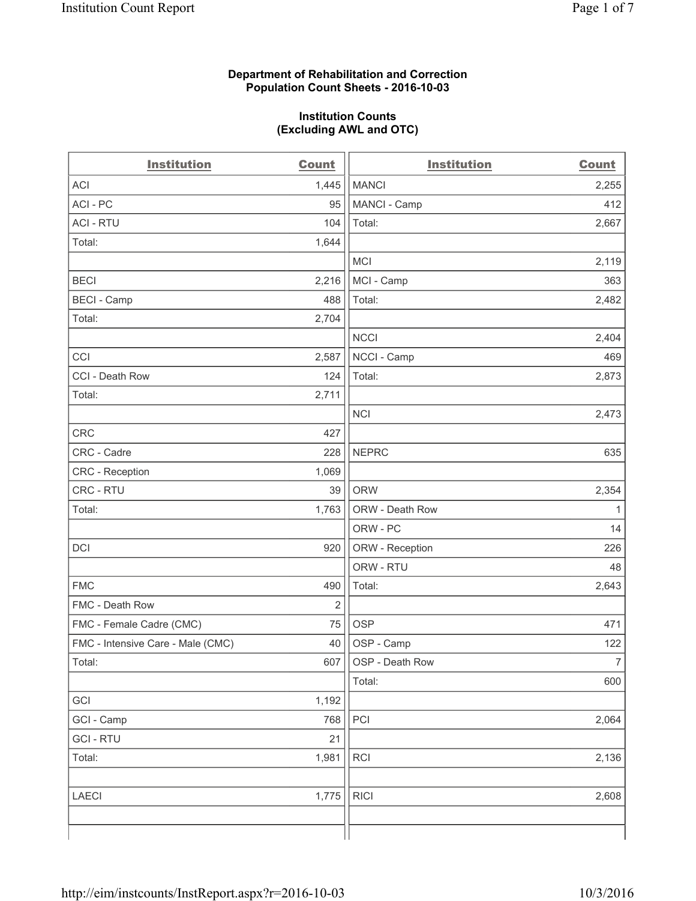**Department of Rehabilitation and Correction**
**Population Count Sheets - 2016-10-03**

**Institution Counts**
**(Excluding AWL and OTC)**

| Institution | Count | Institution | Count |
|---|---|---|---|
| ACI | 1,445 | MANCI | 2,255 |
| ACI - PC | 95 | MANCI - Camp | 412 |
| ACI - RTU | 104 | Total: | 2,667 |
| Total: | 1,644 | | |
| | | MCI | 2,119 |
| BECI | 2,216 | MCI - Camp | 363 |
| BECI - Camp | 488 | Total: | 2,482 |
| Total: | 2,704 | | |
| | | NCCI | 2,404 |
| CCI | 2,587 | NCCI - Camp | 469 |
| CCI - Death Row | 124 | Total: | 2,873 |
| Total: | 2,711 | | |
| | | NCI | 2,473 |
| CRC | 427 | | |
| CRC - Cadre | 228 | NEPRC | 635 |
| CRC - Reception | 1,069 | | |
| CRC - RTU | 39 | ORW | 2,354 |
| Total: | 1,763 | ORW - Death Row | 1 |
| | | ORW - PC | 14 |
| DCI | 920 | ORW - Reception | 226 |
| | | ORW - RTU | 48 |
| FMC | 490 | Total: | 2,643 |
| FMC - Death Row | 2 | | |
| FMC - Female Cadre (CMC) | 75 | OSP | 471 |
| FMC - Intensive Care - Male (CMC) | 40 | OSP - Camp | 122 |
| Total: | 607 | OSP - Death Row | 7 |
| | | Total: | 600 |
| GCI | 1,192 | | |
| GCI - Camp | 768 | PCI | 2,064 |
| GCI - RTU | 21 | | |
| Total: | 1,981 | RCI | 2,136 |
| | | | |
| LAECI | 1,775 | RICI | 2,608 |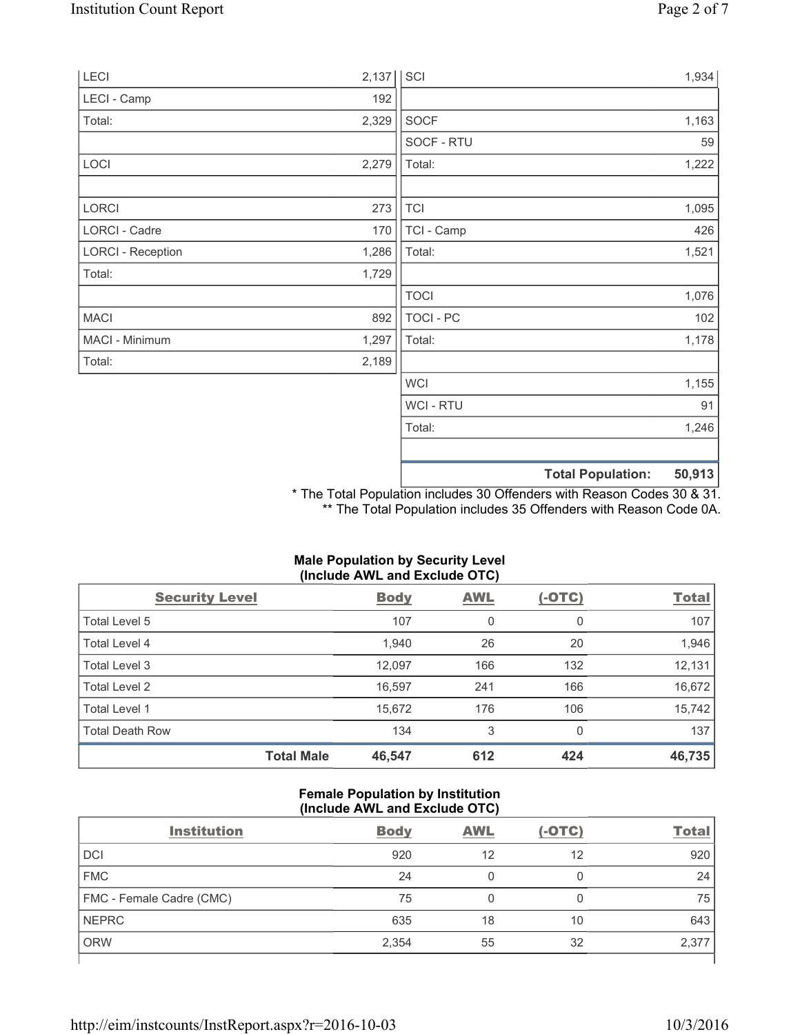| | | | |
|---|---|---|---|
| LECI | 2,137 | SCI | 1,934 |
| LECI - Camp | 192 | | |
| Total: | 2,329 | SOCF | 1,163 |
| | | SOCF - RTU | 59 |
| LOCI | 2,279 | Total: | 1,222 |
| | | | |
| LORCI | 273 | TCI | 1,095 |
| LORCI - Cadre | 170 | TCI - Camp | 426 |
| LORCI - Reception | 1,286 | Total: | 1,521 |
| Total: | 1,729 | | |
| | | TOCI | 1,076 |
| MACI | 892 | TOCI - PC | 102 |
| MACI - Minimum | 1,297 | Total: | 1,178 |
| Total: | 2,189 | | |
| | | WCI | 1,155 |
| | | WCI - RTU | 91 |
| | | Total: | 1,246 |
| | | | |
| | | **Total Population:** | **50,913** |

\* The Total Population includes 30 Offenders with Reason Codes 30 & 31.
\** The Total Population includes 35 Offenders with Reason Code 0A.

**Male Population by Security Level (Include AWL and Exclude OTC)**

| Security Level | Body | AWL | (-OTC) | Total |
|---|---|---|---|---|
| Total Level 5 | 107 | 0 | 0 | 107 |
| Total Level 4 | 1,940 | 26 | 20 | 1,946 |
| Total Level 3 | 12,097 | 166 | 132 | 12,131 |
| Total Level 2 | 16,597 | 241 | 166 | 16,672 |
| Total Level 1 | 15,672 | 176 | 106 | 15,742 |
| Total Death Row | 134 | 3 | 0 | 137 |
| **Total Male** | **46,547** | **612** | **424** | **46,735** |

**Female Population by Institution (Include AWL and Exclude OTC)**

| Institution | Body | AWL | (-OTC) | Total |
|---|---|---|---|---|
| DCI | 920 | 12 | 12 | 920 |
| FMC | 24 | 0 | 0 | 24 |
| FMC - Female Cadre (CMC) | 75 | 0 | 0 | 75 |
| NEPRC | 635 | 18 | 10 | 643 |
| ORW | 2,354 | 55 | 32 | 2,377 |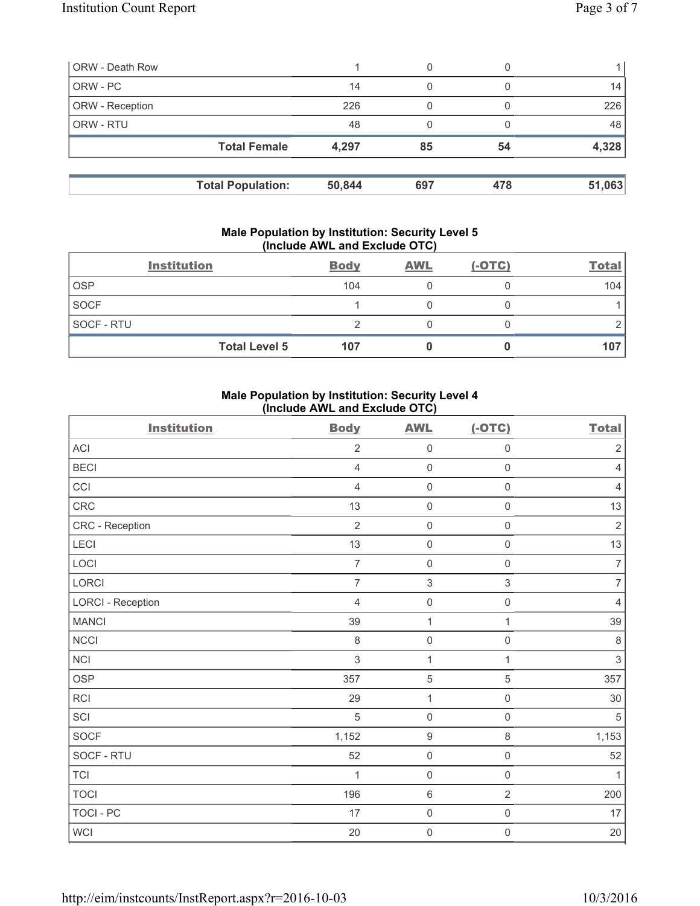| | | | | |
|---|---|---|---|---|
| ORW - Death Row | 1 | 0 | 0 | 1 |
| ORW - PC | 14 | 0 | 0 | 14 |
| ORW - Reception | 226 | 0 | 0 | 226 |
| ORW - RTU | 48 | 0 | 0 | 48 |
| **Total Female** | **4,297** | **85** | **54** | **4,328** |

| | | | | |
|---|---|---|---|---|
| **Total Population:** | **50,844** | **697** | **478** | **51,063** |

### Male Population by Institution: Security Level 5 (Include AWL and Exclude OTC)

| Institution | Body | AWL | (-OTC) | Total |
|---|---|---|---|---|
| OSP | 104 | 0 | 0 | 104 |
| SOCF | 1 | 0 | 0 | 1 |
| SOCF - RTU | 2 | 0 | 0 | 2 |
| **Total Level 5** | **107** | **0** | **0** | **107** |

### Male Population by Institution: Security Level 4 (Include AWL and Exclude OTC)

| Institution | Body | AWL | (-OTC) | Total |
|---|---|---|---|---|
| ACI | 2 | 0 | 0 | 2 |
| BECI | 4 | 0 | 0 | 4 |
| CCI | 4 | 0 | 0 | 4 |
| CRC | 13 | 0 | 0 | 13 |
| CRC - Reception | 2 | 0 | 0 | 2 |
| LECI | 13 | 0 | 0 | 13 |
| LOCI | 7 | 0 | 0 | 7 |
| LORCI | 7 | 3 | 3 | 7 |
| LORCI - Reception | 4 | 0 | 0 | 4 |
| MANCI | 39 | 1 | 1 | 39 |
| NCCI | 8 | 0 | 0 | 8 |
| NCI | 3 | 1 | 1 | 3 |
| OSP | 357 | 5 | 5 | 357 |
| RCI | 29 | 1 | 0 | 30 |
| SCI | 5 | 0 | 0 | 5 |
| SOCF | 1,152 | 9 | 8 | 1,153 |
| SOCF - RTU | 52 | 0 | 0 | 52 |
| TCI | 1 | 0 | 0 | 1 |
| TOCI | 196 | 6 | 2 | 200 |
| TOCI - PC | 17 | 0 | 0 | 17 |
| WCI | 20 | 0 | 0 | 20 |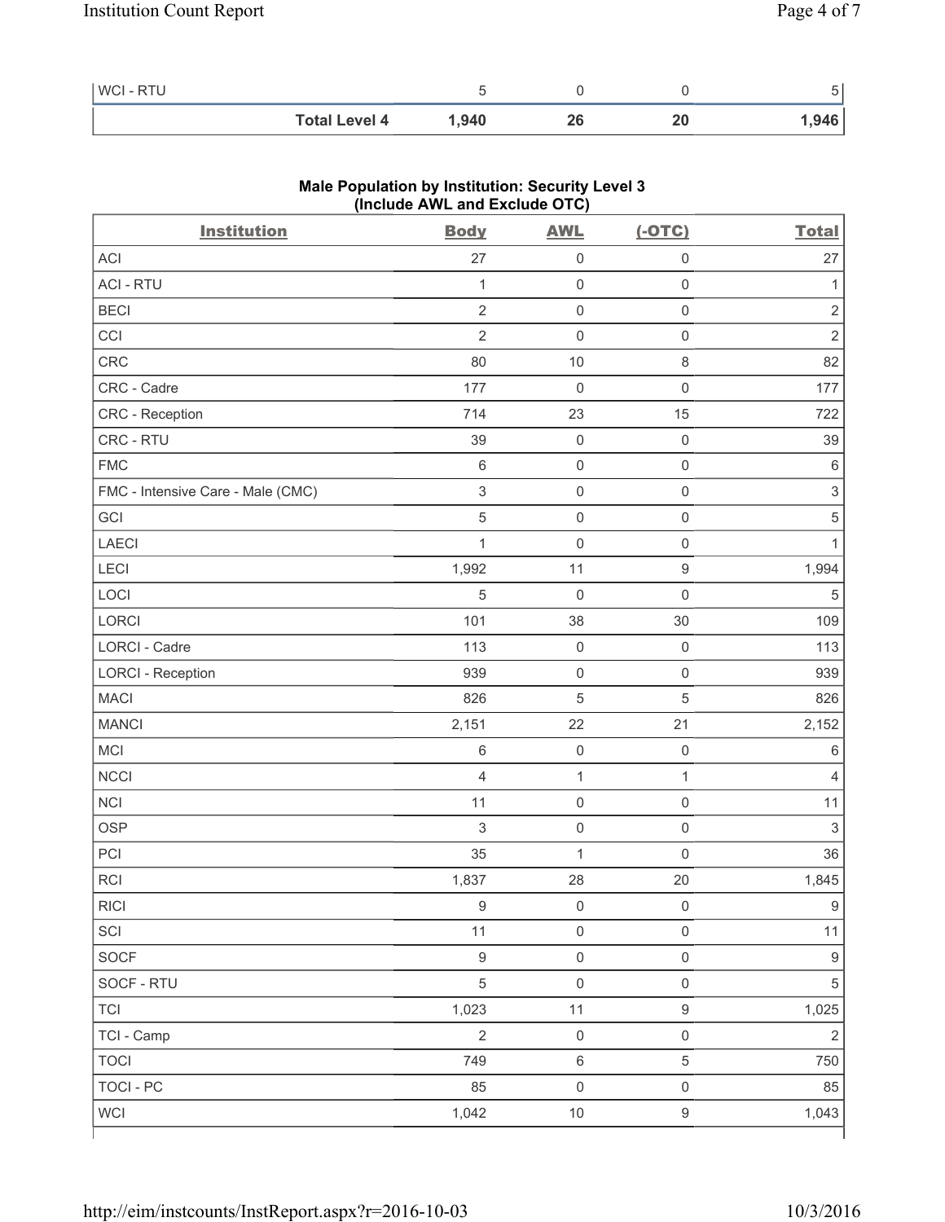| | | | | |
|---|---|---|---|---|
| WCI - RTU | 5 | 0 | 0 | 5 |
| **Total Level 4** | **1,940** | **26** | **20** | **1,946** |

### Male Population by Institution: Security Level 3 (Include AWL and Exclude OTC)

| Institution | Body | AWL | (-OTC) | Total |
|---|---|---|---|---|
| ACI | 27 | 0 | 0 | 27 |
| ACI - RTU | 1 | 0 | 0 | 1 |
| BECI | 2 | 0 | 0 | 2 |
| CCI | 2 | 0 | 0 | 2 |
| CRC | 80 | 10 | 8 | 82 |
| CRC - Cadre | 177 | 0 | 0 | 177 |
| CRC - Reception | 714 | 23 | 15 | 722 |
| CRC - RTU | 39 | 0 | 0 | 39 |
| FMC | 6 | 0 | 0 | 6 |
| FMC - Intensive Care - Male (CMC) | 3 | 0 | 0 | 3 |
| GCI | 5 | 0 | 0 | 5 |
| LAECI | 1 | 0 | 0 | 1 |
| LECI | 1,992 | 11 | 9 | 1,994 |
| LOCI | 5 | 0 | 0 | 5 |
| LORCI | 101 | 38 | 30 | 109 |
| LORCI - Cadre | 113 | 0 | 0 | 113 |
| LORCI - Reception | 939 | 0 | 0 | 939 |
| MACI | 826 | 5 | 5 | 826 |
| MANCI | 2,151 | 22 | 21 | 2,152 |
| MCI | 6 | 0 | 0 | 6 |
| NCCI | 4 | 1 | 1 | 4 |
| NCI | 11 | 0 | 0 | 11 |
| OSP | 3 | 0 | 0 | 3 |
| PCI | 35 | 1 | 0 | 36 |
| RCI | 1,837 | 28 | 20 | 1,845 |
| RICI | 9 | 0 | 0 | 9 |
| SCI | 11 | 0 | 0 | 11 |
| SOCF | 9 | 0 | 0 | 9 |
| SOCF - RTU | 5 | 0 | 0 | 5 |
| TCI | 1,023 | 11 | 9 | 1,025 |
| TCI - Camp | 2 | 0 | 0 | 2 |
| TOCI | 749 | 6 | 5 | 750 |
| TOCI - PC | 85 | 0 | 0 | 85 |
| WCI | 1,042 | 10 | 9 | 1,043 |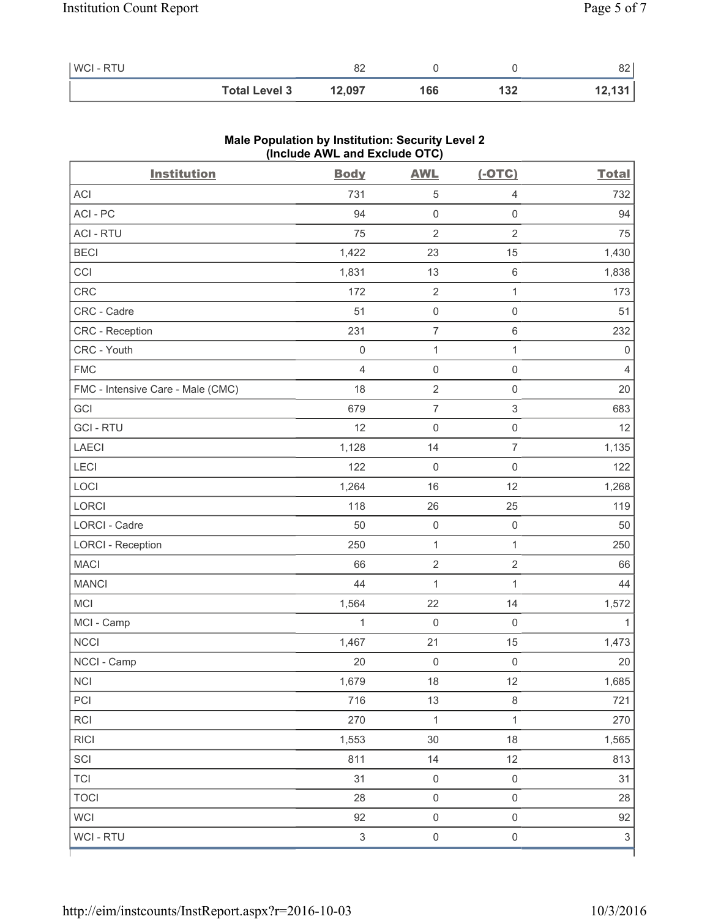| WCI - RTU | 82 | 0 | 0 | 82 |
|---|---|---|---|---|
| **Total Level 3** | **12,097** | **166** | **132** | **12,131** |

## Male Population by Institution: Security Level 2 (Include AWL and Exclude OTC)

| Institution | Body | AWL | (-OTC) | Total |
|---|---|---|---|---|
| ACI | 731 | 5 | 4 | 732 |
| ACI - PC | 94 | 0 | 0 | 94 |
| ACI - RTU | 75 | 2 | 2 | 75 |
| BECI | 1,422 | 23 | 15 | 1,430 |
| CCI | 1,831 | 13 | 6 | 1,838 |
| CRC | 172 | 2 | 1 | 173 |
| CRC - Cadre | 51 | 0 | 0 | 51 |
| CRC - Reception | 231 | 7 | 6 | 232 |
| CRC - Youth | 0 | 1 | 1 | 0 |
| FMC | 4 | 0 | 0 | 4 |
| FMC - Intensive Care - Male (CMC) | 18 | 2 | 0 | 20 |
| GCI | 679 | 7 | 3 | 683 |
| GCI - RTU | 12 | 0 | 0 | 12 |
| LAECI | 1,128 | 14 | 7 | 1,135 |
| LECI | 122 | 0 | 0 | 122 |
| LOCI | 1,264 | 16 | 12 | 1,268 |
| LORCI | 118 | 26 | 25 | 119 |
| LORCI - Cadre | 50 | 0 | 0 | 50 |
| LORCI - Reception | 250 | 1 | 1 | 250 |
| MACI | 66 | 2 | 2 | 66 |
| MANCI | 44 | 1 | 1 | 44 |
| MCI | 1,564 | 22 | 14 | 1,572 |
| MCI - Camp | 1 | 0 | 0 | 1 |
| NCCI | 1,467 | 21 | 15 | 1,473 |
| NCCI - Camp | 20 | 0 | 0 | 20 |
| NCI | 1,679 | 18 | 12 | 1,685 |
| PCI | 716 | 13 | 8 | 721 |
| RCI | 270 | 1 | 1 | 270 |
| RICI | 1,553 | 30 | 18 | 1,565 |
| SCI | 811 | 14 | 12 | 813 |
| TCI | 31 | 0 | 0 | 31 |
| TOCI | 28 | 0 | 0 | 28 |
| WCI | 92 | 0 | 0 | 92 |
| WCI - RTU | 3 | 0 | 0 | 3 |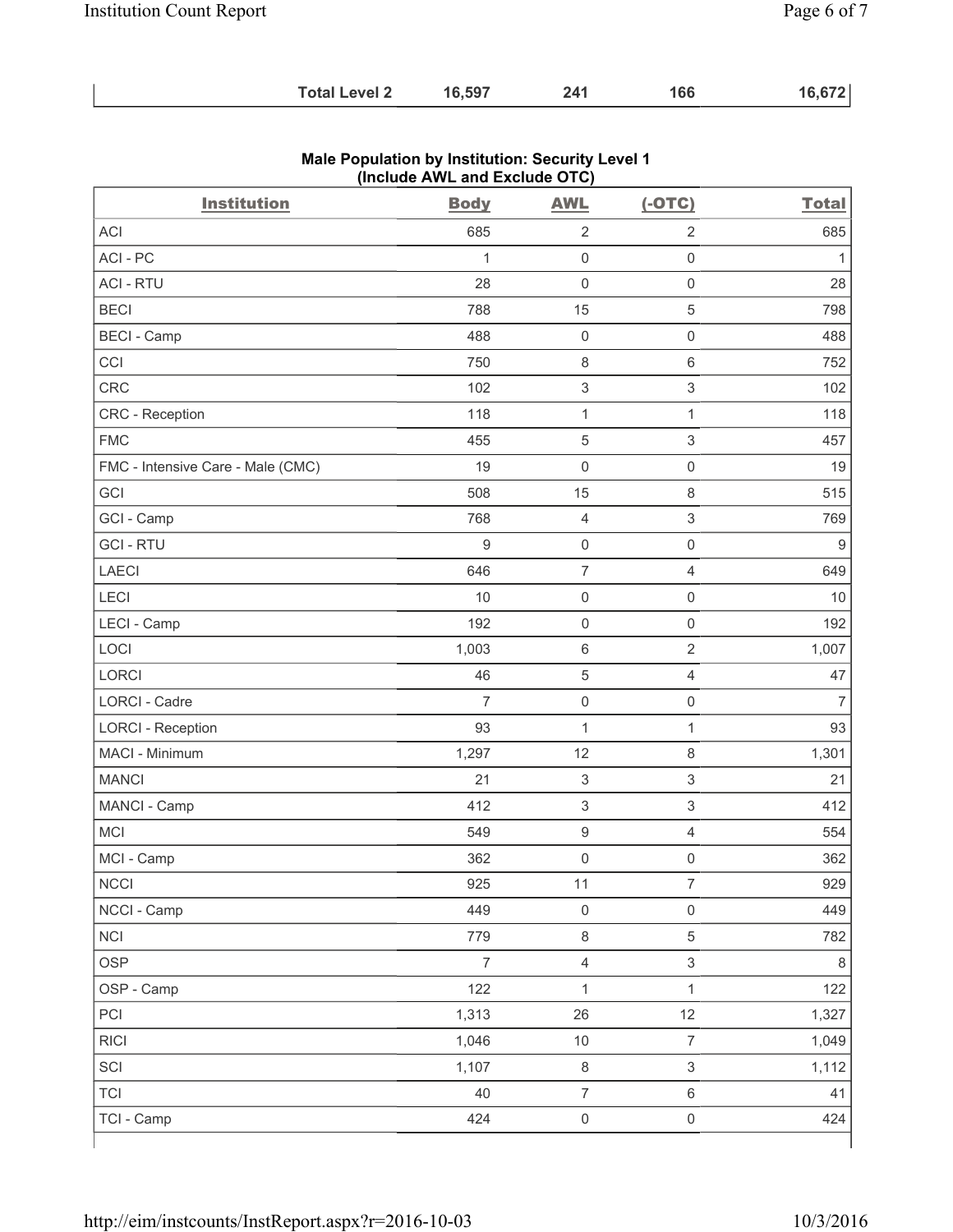| | Body | AWL | (-OTC) | Total |
|---|---|---|---|---|
| Total Level 2 | 16,597 | 241 | 166 | 16,672 |

## Male Population by Institution: Security Level 1 (Include AWL and Exclude OTC)

| Institution | Body | AWL | (-OTC) | Total |
|---|---|---|---|---|
| ACI | 685 | 2 | 2 | 685 |
| ACI - PC | 1 | 0 | 0 | 1 |
| ACI - RTU | 28 | 0 | 0 | 28 |
| BECI | 788 | 15 | 5 | 798 |
| BECI - Camp | 488 | 0 | 0 | 488 |
| CCI | 750 | 8 | 6 | 752 |
| CRC | 102 | 3 | 3 | 102 |
| CRC - Reception | 118 | 1 | 1 | 118 |
| FMC | 455 | 5 | 3 | 457 |
| FMC - Intensive Care - Male (CMC) | 19 | 0 | 0 | 19 |
| GCI | 508 | 15 | 8 | 515 |
| GCI - Camp | 768 | 4 | 3 | 769 |
| GCI - RTU | 9 | 0 | 0 | 9 |
| LAECI | 646 | 7 | 4 | 649 |
| LECI | 10 | 0 | 0 | 10 |
| LECI - Camp | 192 | 0 | 0 | 192 |
| LOCI | 1,003 | 6 | 2 | 1,007 |
| LORCI | 46 | 5 | 4 | 47 |
| LORCI - Cadre | 7 | 0 | 0 | 7 |
| LORCI - Reception | 93 | 1 | 1 | 93 |
| MACI - Minimum | 1,297 | 12 | 8 | 1,301 |
| MANCI | 21 | 3 | 3 | 21 |
| MANCI - Camp | 412 | 3 | 3 | 412 |
| MCI | 549 | 9 | 4 | 554 |
| MCI - Camp | 362 | 0 | 0 | 362 |
| NCCI | 925 | 11 | 7 | 929 |
| NCCI - Camp | 449 | 0 | 0 | 449 |
| NCI | 779 | 8 | 5 | 782 |
| OSP | 7 | 4 | 3 | 8 |
| OSP - Camp | 122 | 1 | 1 | 122 |
| PCI | 1,313 | 26 | 12 | 1,327 |
| RICI | 1,046 | 10 | 7 | 1,049 |
| SCI | 1,107 | 8 | 3 | 1,112 |
| TCI | 40 | 7 | 6 | 41 |
| TCI - Camp | 424 | 0 | 0 | 424 |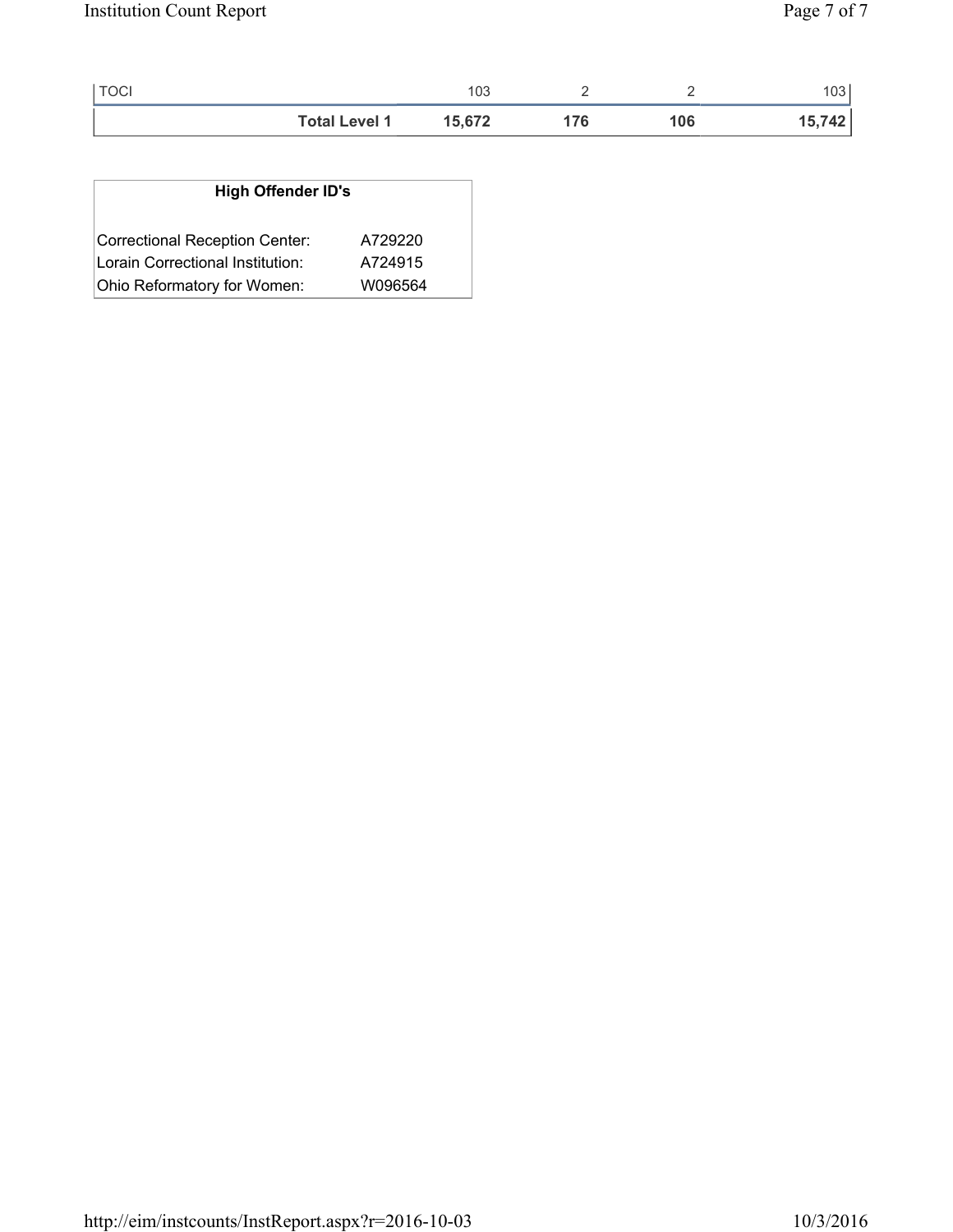| | | | | |
|---|---|---|---|---|
| TOCI | 103 | 2 | 2 | 103 |
| **Total Level 1** | **15,672** | **176** | **106** | **15,742** |

| **High Offender ID's** | |
|---|---|
| Correctional Reception Center: | A729220 |
| Lorain Correctional Institution: | A724915 |
| Ohio Reformatory for Women: | W096564 |